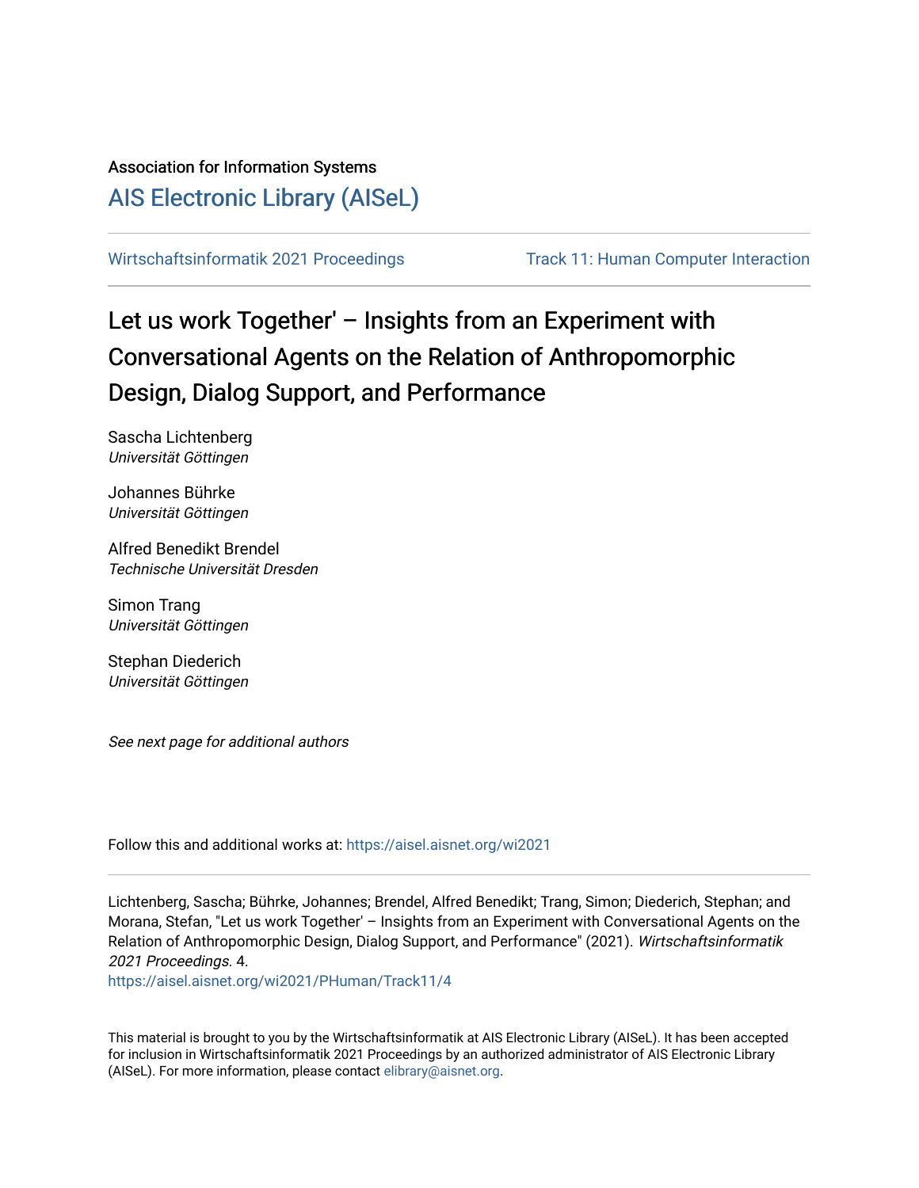Association for Information Systems

[AIS Electronic Library (AISeL)](https://aisel.aisnet.org)

Wirtschaftsinformatik 2021 Proceedings | Track 11: Human Computer Interaction

# Let us work Together' – Insights from an Experiment with Conversational Agents on the Relation of Anthropomorphic Design, Dialog Support, and Performance

Sascha Lichtenberg
*Universität Göttingen*

Johannes Bührke
*Universität Göttingen*

Alfred Benedikt Brendel
*Technische Universität Dresden*

Simon Trang
*Universität Göttingen*

Stephan Diederich
*Universität Göttingen*

*See next page for additional authors*

Follow this and additional works at: https://aisel.aisnet.org/wi2021

Lichtenberg, Sascha; Bührke, Johannes; Brendel, Alfred Benedikt; Trang, Simon; Diederich, Stephan; and Morana, Stefan, "Let us work Together' – Insights from an Experiment with Conversational Agents on the Relation of Anthropomorphic Design, Dialog Support, and Performance" (2021). *Wirtschaftsinformatik 2021 Proceedings*. 4.
https://aisel.aisnet.org/wi2021/PHuman/Track11/4

This material is brought to you by the Wirtschaftsinformatik at AIS Electronic Library (AISeL). It has been accepted for inclusion in Wirtschaftsinformatik 2021 Proceedings by an authorized administrator of AIS Electronic Library (AISeL). For more information, please contact elibrary@aisnet.org.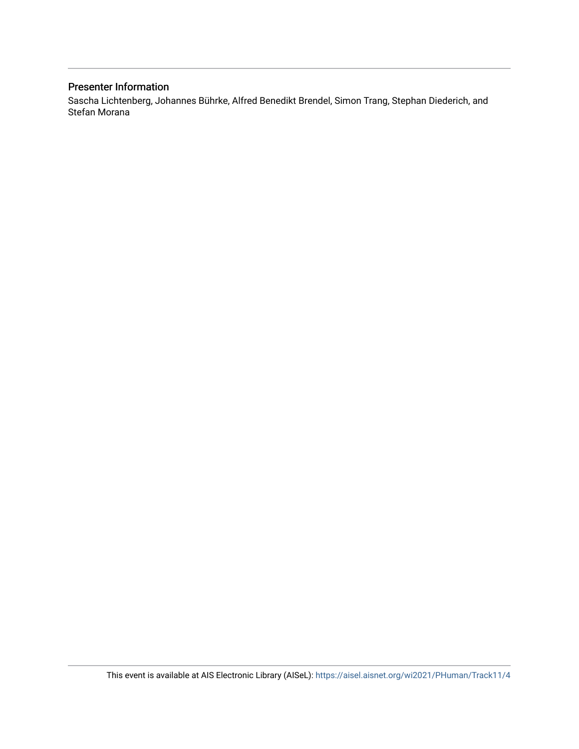## Presenter Information

Sascha Lichtenberg, Johannes Bührke, Alfred Benedikt Brendel, Simon Trang, Stephan Diederich, and Stefan Morana

This event is available at AIS Electronic Library (AISeL): https://aisel.aisnet.org/wi2021/PHuman/Track11/4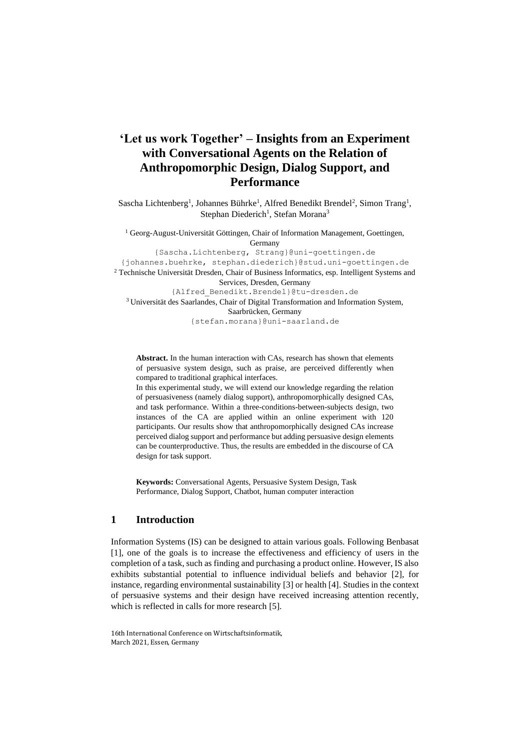# 'Let us work Together' – Insights from an Experiment with Conversational Agents on the Relation of Anthropomorphic Design, Dialog Support, and Performance

Sascha Lichtenberg[1], Johannes Bührke[1], Alfred Benedikt Brendel[2], Simon Trang[1], Stephan Diederich[1], Stefan Morana[3]

[1] Georg-August-Universität Göttingen, Chair of Information Management, Goettingen, Germany
{Sascha.Lichtenberg, Strang}@uni-goettingen.de
{johannes.buehrke, stephan.diederich}@stud.uni-goettingen.de

[2] Technische Universität Dresden, Chair of Business Informatics, esp. Intelligent Systems and Services, Dresden, Germany
{Alfred_Benedikt.Brendel}@tu-dresden.de

[3] Universität des Saarlandes, Chair of Digital Transformation and Information System, Saarbrücken, Germany
{stefan.morana}@uni-saarland.de

**Abstract.** In the human interaction with CAs, research has shown that elements of persuasive system design, such as praise, are perceived differently when compared to traditional graphical interfaces.
In this experimental study, we will extend our knowledge regarding the relation of persuasiveness (namely dialog support), anthropomorphically designed CAs, and task performance. Within a three-conditions-between-subjects design, two instances of the CA are applied within an online experiment with 120 participants. Our results show that anthropomorphically designed CAs increase perceived dialog support and performance but adding persuasive design elements can be counterproductive. Thus, the results are embedded in the discourse of CA design for task support.

**Keywords:** Conversational Agents, Persuasive System Design, Task Performance, Dialog Support, Chatbot, human computer interaction

## 1 Introduction

Information Systems (IS) can be designed to attain various goals. Following Benbasat [1], one of the goals is to increase the effectiveness and efficiency of users in the completion of a task, such as finding and purchasing a product online. However, IS also exhibits substantial potential to influence individual beliefs and behavior [2], for instance, regarding environmental sustainability [3] or health [4]. Studies in the context of persuasive systems and their design have received increasing attention recently, which is reflected in calls for more research [5].

16th International Conference on Wirtschaftsinformatik, March 2021, Essen, Germany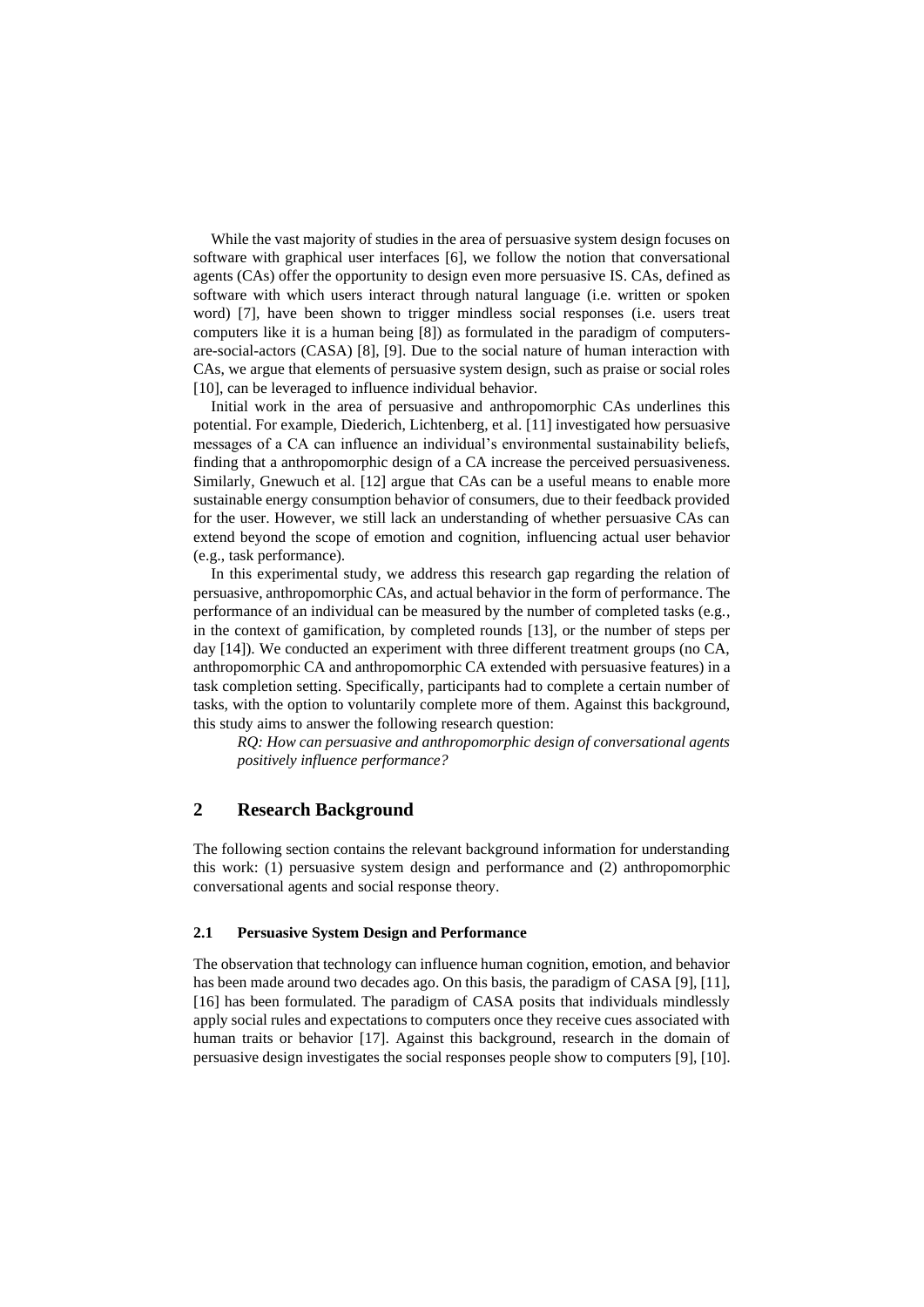While the vast majority of studies in the area of persuasive system design focuses on software with graphical user interfaces [6], we follow the notion that conversational agents (CAs) offer the opportunity to design even more persuasive IS. CAs, defined as software with which users interact through natural language (i.e. written or spoken word) [7], have been shown to trigger mindless social responses (i.e. users treat computers like it is a human being [8]) as formulated in the paradigm of computers-are-social-actors (CASA) [8], [9]. Due to the social nature of human interaction with CAs, we argue that elements of persuasive system design, such as praise or social roles [10], can be leveraged to influence individual behavior.

Initial work in the area of persuasive and anthropomorphic CAs underlines this potential. For example, Diederich, Lichtenberg, et al. [11] investigated how persuasive messages of a CA can influence an individual's environmental sustainability beliefs, finding that a anthropomorphic design of a CA increase the perceived persuasiveness. Similarly, Gnewuch et al. [12] argue that CAs can be a useful means to enable more sustainable energy consumption behavior of consumers, due to their feedback provided for the user. However, we still lack an understanding of whether persuasive CAs can extend beyond the scope of emotion and cognition, influencing actual user behavior (e.g., task performance).

In this experimental study, we address this research gap regarding the relation of persuasive, anthropomorphic CAs, and actual behavior in the form of performance. The performance of an individual can be measured by the number of completed tasks (e.g., in the context of gamification, by completed rounds [13], or the number of steps per day [14]). We conducted an experiment with three different treatment groups (no CA, anthropomorphic CA and anthropomorphic CA extended with persuasive features) in a task completion setting. Specifically, participants had to complete a certain number of tasks, with the option to voluntarily complete more of them. Against this background, this study aims to answer the following research question:

> *RQ: How can persuasive and anthropomorphic design of conversational agents positively influence performance?*

## 2 Research Background

The following section contains the relevant background information for understanding this work: (1) persuasive system design and performance and (2) anthropomorphic conversational agents and social response theory.

### 2.1 Persuasive System Design and Performance

The observation that technology can influence human cognition, emotion, and behavior has been made around two decades ago. On this basis, the paradigm of CASA [9], [11], [16] has been formulated. The paradigm of CASA posits that individuals mindlessly apply social rules and expectations to computers once they receive cues associated with human traits or behavior [17]. Against this background, research in the domain of persuasive design investigates the social responses people show to computers [9], [10].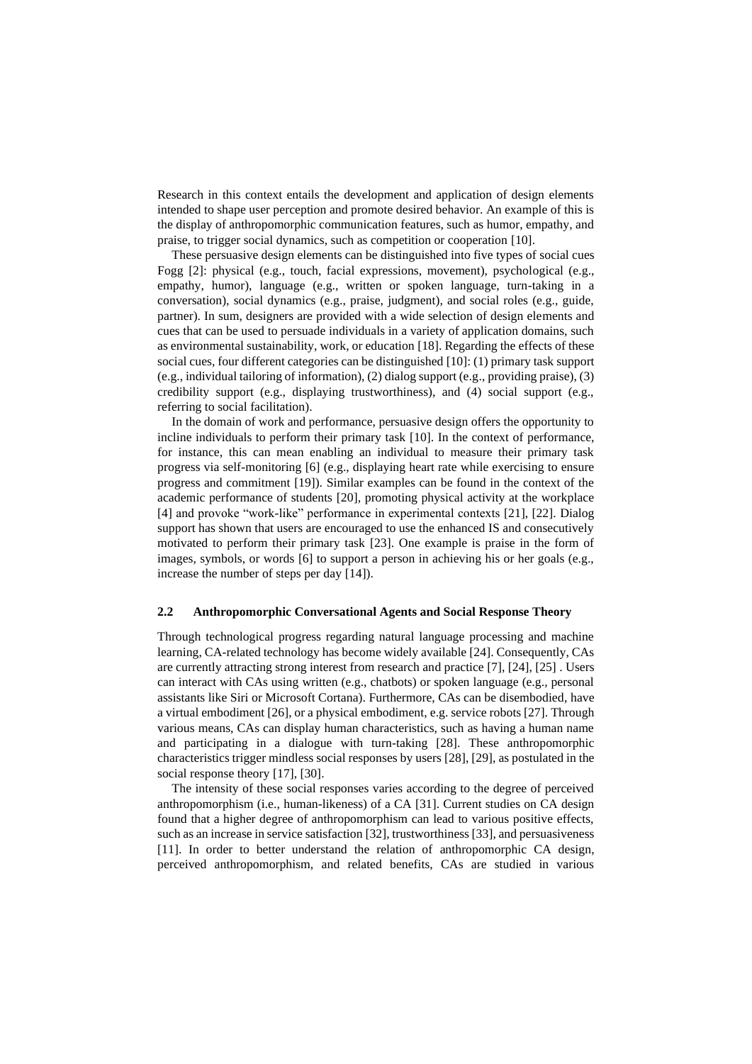Research in this context entails the development and application of design elements intended to shape user perception and promote desired behavior. An example of this is the display of anthropomorphic communication features, such as humor, empathy, and praise, to trigger social dynamics, such as competition or cooperation [10].

These persuasive design elements can be distinguished into five types of social cues Fogg [2]: physical (e.g., touch, facial expressions, movement), psychological (e.g., empathy, humor), language (e.g., written or spoken language, turn-taking in a conversation), social dynamics (e.g., praise, judgment), and social roles (e.g., guide, partner). In sum, designers are provided with a wide selection of design elements and cues that can be used to persuade individuals in a variety of application domains, such as environmental sustainability, work, or education [18]. Regarding the effects of these social cues, four different categories can be distinguished [10]: (1) primary task support (e.g., individual tailoring of information), (2) dialog support (e.g., providing praise), (3) credibility support (e.g., displaying trustworthiness), and (4) social support (e.g., referring to social facilitation).

In the domain of work and performance, persuasive design offers the opportunity to incline individuals to perform their primary task [10]. In the context of performance, for instance, this can mean enabling an individual to measure their primary task progress via self-monitoring [6] (e.g., displaying heart rate while exercising to ensure progress and commitment [19]). Similar examples can be found in the context of the academic performance of students [20], promoting physical activity at the workplace [4] and provoke "work-like" performance in experimental contexts [21], [22]. Dialog support has shown that users are encouraged to use the enhanced IS and consecutively motivated to perform their primary task [23]. One example is praise in the form of images, symbols, or words [6] to support a person in achieving his or her goals (e.g., increase the number of steps per day [14]).

### 2.2 Anthropomorphic Conversational Agents and Social Response Theory

Through technological progress regarding natural language processing and machine learning, CA-related technology has become widely available [24]. Consequently, CAs are currently attracting strong interest from research and practice [7], [24], [25] . Users can interact with CAs using written (e.g., chatbots) or spoken language (e.g., personal assistants like Siri or Microsoft Cortana). Furthermore, CAs can be disembodied, have a virtual embodiment [26], or a physical embodiment, e.g. service robots [27]. Through various means, CAs can display human characteristics, such as having a human name and participating in a dialogue with turn-taking [28]. These anthropomorphic characteristics trigger mindless social responses by users [28], [29], as postulated in the social response theory [17], [30].

The intensity of these social responses varies according to the degree of perceived anthropomorphism (i.e., human-likeness) of a CA [31]. Current studies on CA design found that a higher degree of anthropomorphism can lead to various positive effects, such as an increase in service satisfaction [32], trustworthiness [33], and persuasiveness [11]. In order to better understand the relation of anthropomorphic CA design, perceived anthropomorphism, and related benefits, CAs are studied in various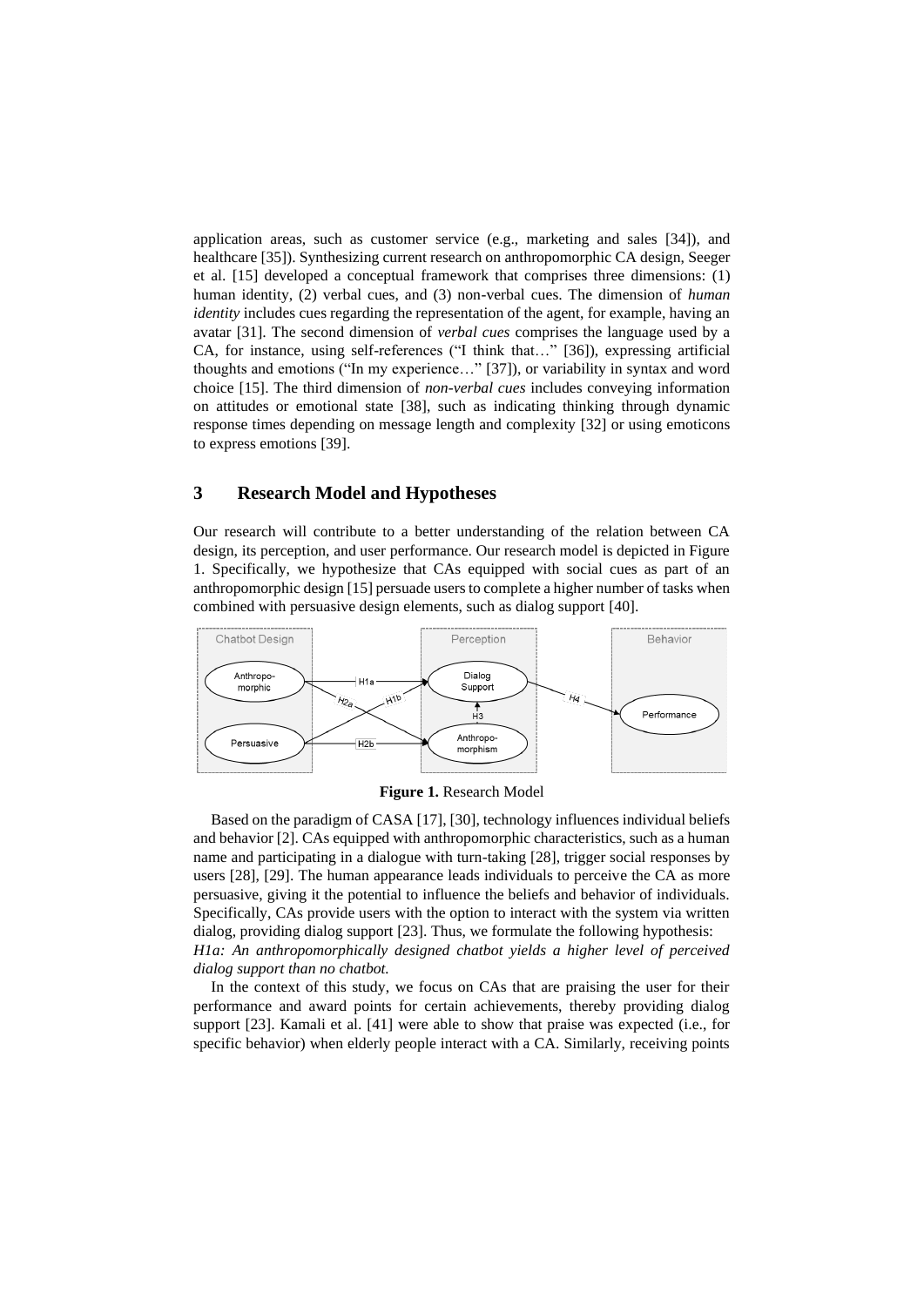application areas, such as customer service (e.g., marketing and sales [34]), and healthcare [35]). Synthesizing current research on anthropomorphic CA design, Seeger et al. [15] developed a conceptual framework that comprises three dimensions: (1) human identity, (2) verbal cues, and (3) non-verbal cues. The dimension of *human identity* includes cues regarding the representation of the agent, for example, having an avatar [31]. The second dimension of *verbal cues* comprises the language used by a CA, for instance, using self-references ("I think that…" [36]), expressing artificial thoughts and emotions ("In my experience…" [37]), or variability in syntax and word choice [15]. The third dimension of *non-verbal cues* includes conveying information on attitudes or emotional state [38], such as indicating thinking through dynamic response times depending on message length and complexity [32] or using emoticons to express emotions [39].

## 3 Research Model and Hypotheses

Our research will contribute to a better understanding of the relation between CA design, its perception, and user performance. Our research model is depicted in Figure 1. Specifically, we hypothesize that CAs equipped with social cues as part of an anthropomorphic design [15] persuade users to complete a higher number of tasks when combined with persuasive design elements, such as dialog support [40].

**Figure 1.** Research Model

Based on the paradigm of CASA [17], [30], technology influences individual beliefs and behavior [2]. CAs equipped with anthropomorphic characteristics, such as a human name and participating in a dialogue with turn-taking [28], trigger social responses by users [28], [29]. The human appearance leads individuals to perceive the CA as more persuasive, giving it the potential to influence the beliefs and behavior of individuals. Specifically, CAs provide users with the option to interact with the system via written dialog, providing dialog support [23]. Thus, we formulate the following hypothesis:

*H1a: An anthropomorphically designed chatbot yields a higher level of perceived dialog support than no chatbot.*

In the context of this study, we focus on CAs that are praising the user for their performance and award points for certain achievements, thereby providing dialog support [23]. Kamali et al. [41] were able to show that praise was expected (i.e., for specific behavior) when elderly people interact with a CA. Similarly, receiving points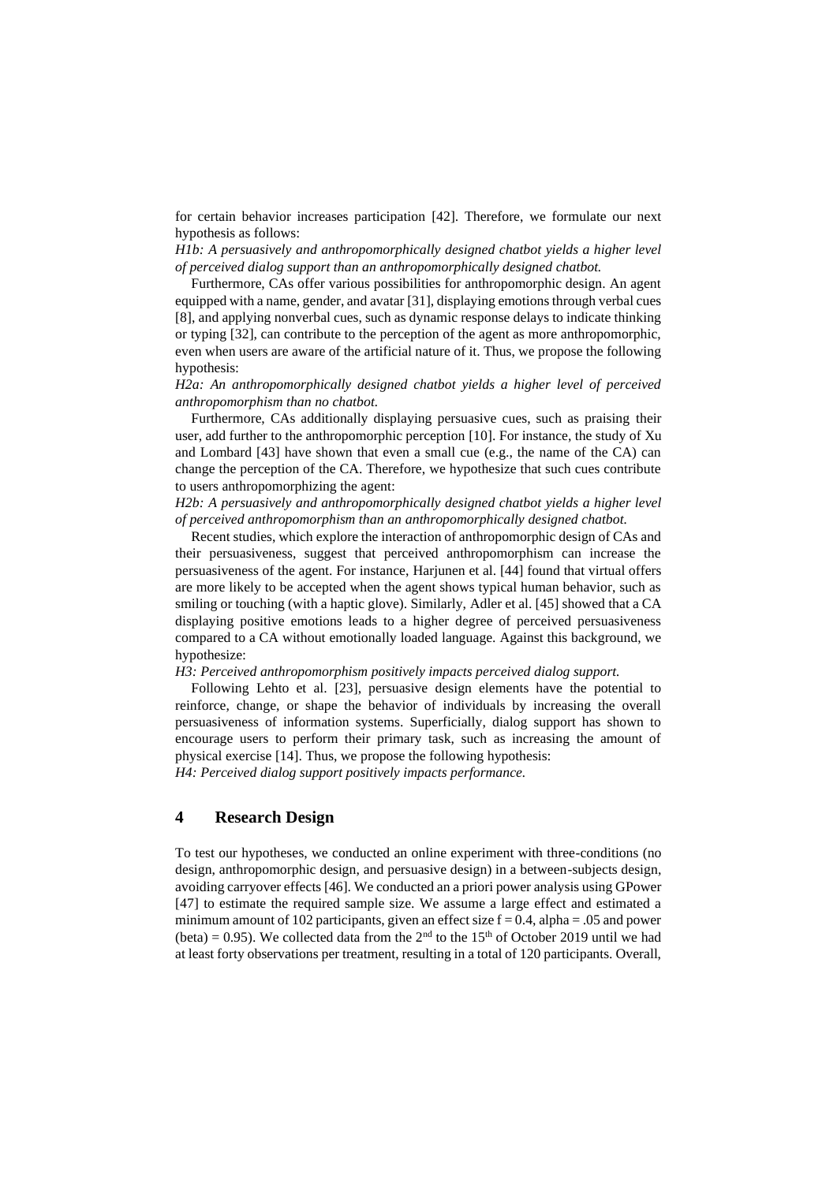for certain behavior increases participation [42]. Therefore, we formulate our next hypothesis as follows:

*H1b: A persuasively and anthropomorphically designed chatbot yields a higher level of perceived dialog support than an anthropomorphically designed chatbot.*

Furthermore, CAs offer various possibilities for anthropomorphic design. An agent equipped with a name, gender, and avatar [31], displaying emotions through verbal cues [8], and applying nonverbal cues, such as dynamic response delays to indicate thinking or typing [32], can contribute to the perception of the agent as more anthropomorphic, even when users are aware of the artificial nature of it. Thus, we propose the following hypothesis:

*H2a: An anthropomorphically designed chatbot yields a higher level of perceived anthropomorphism than no chatbot.*

Furthermore, CAs additionally displaying persuasive cues, such as praising their user, add further to the anthropomorphic perception [10]. For instance, the study of Xu and Lombard [43] have shown that even a small cue (e.g., the name of the CA) can change the perception of the CA. Therefore, we hypothesize that such cues contribute to users anthropomorphizing the agent:

*H2b: A persuasively and anthropomorphically designed chatbot yields a higher level of perceived anthropomorphism than an anthropomorphically designed chatbot.*

Recent studies, which explore the interaction of anthropomorphic design of CAs and their persuasiveness, suggest that perceived anthropomorphism can increase the persuasiveness of the agent. For instance, Harjunen et al. [44] found that virtual offers are more likely to be accepted when the agent shows typical human behavior, such as smiling or touching (with a haptic glove). Similarly, Adler et al. [45] showed that a CA displaying positive emotions leads to a higher degree of perceived persuasiveness compared to a CA without emotionally loaded language. Against this background, we hypothesize:

*H3: Perceived anthropomorphism positively impacts perceived dialog support.*

Following Lehto et al. [23], persuasive design elements have the potential to reinforce, change, or shape the behavior of individuals by increasing the overall persuasiveness of information systems. Superficially, dialog support has shown to encourage users to perform their primary task, such as increasing the amount of physical exercise [14]. Thus, we propose the following hypothesis:

*H4: Perceived dialog support positively impacts performance.*

## 4 Research Design

To test our hypotheses, we conducted an online experiment with three-conditions (no design, anthropomorphic design, and persuasive design) in a between-subjects design, avoiding carryover effects [46]. We conducted an a priori power analysis using GPower [47] to estimate the required sample size. We assume a large effect and estimated a minimum amount of 102 participants, given an effect size $f = 0.4$, alpha = .05 and power (beta) = 0.95). We collected data from the 2nd to the 15th of October 2019 until we had at least forty observations per treatment, resulting in a total of 120 participants. Overall,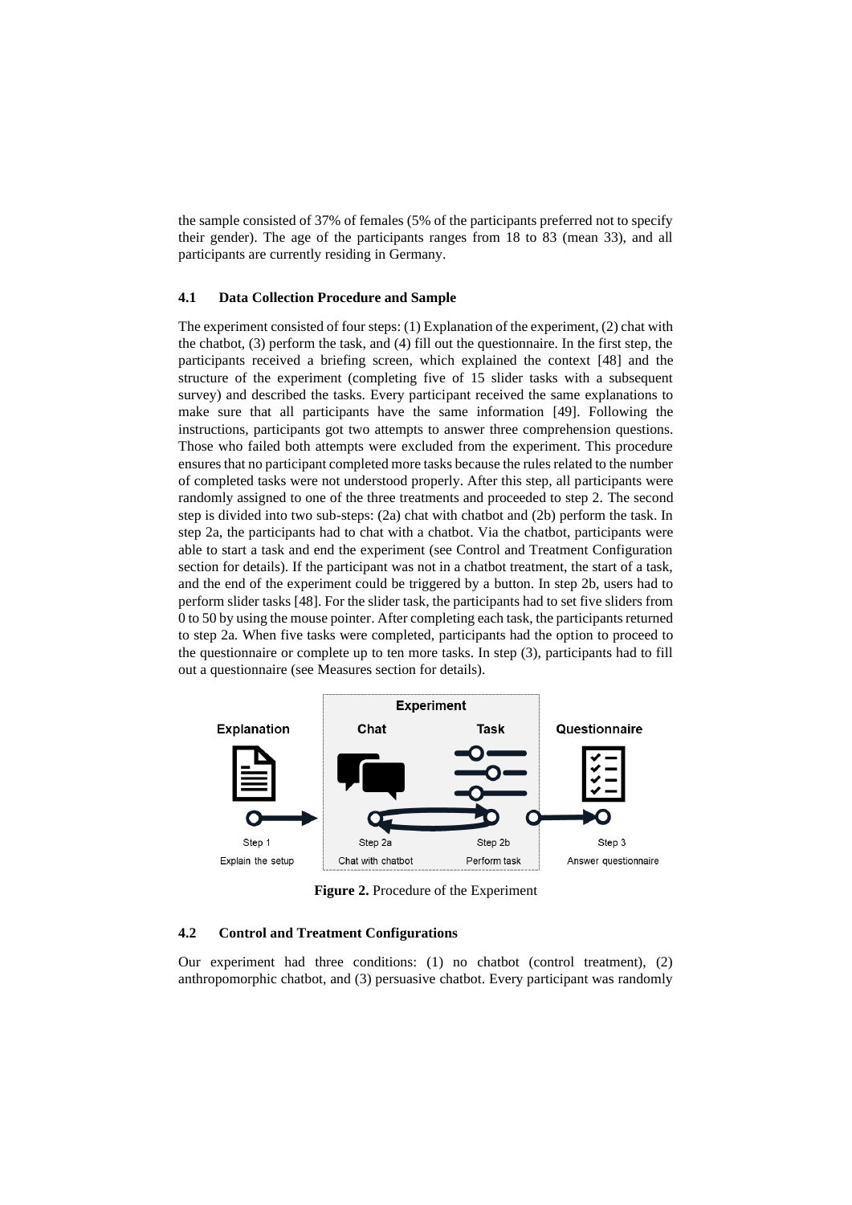the sample consisted of 37% of females (5% of the participants preferred not to specify their gender). The age of the participants ranges from 18 to 83 (mean 33), and all participants are currently residing in Germany.

### 4.1 Data Collection Procedure and Sample

The experiment consisted of four steps: (1) Explanation of the experiment, (2) chat with the chatbot, (3) perform the task, and (4) fill out the questionnaire. In the first step, the participants received a briefing screen, which explained the context [48] and the structure of the experiment (completing five of 15 slider tasks with a subsequent survey) and described the tasks. Every participant received the same explanations to make sure that all participants have the same information [49]. Following the instructions, participants got two attempts to answer three comprehension questions. Those who failed both attempts were excluded from the experiment. This procedure ensures that no participant completed more tasks because the rules related to the number of completed tasks were not understood properly. After this step, all participants were randomly assigned to one of the three treatments and proceeded to step 2. The second step is divided into two sub-steps: (2a) chat with chatbot and (2b) perform the task. In step 2a, the participants had to chat with a chatbot. Via the chatbot, participants were able to start a task and end the experiment (see Control and Treatment Configuration section for details). If the participant was not in a chatbot treatment, the start of a task, and the end of the experiment could be triggered by a button. In step 2b, users had to perform slider tasks [48]. For the slider task, the participants had to set five sliders from 0 to 50 by using the mouse pointer. After completing each task, the participants returned to step 2a. When five tasks were completed, participants had the option to proceed to the questionnaire or complete up to ten more tasks. In step (3), participants had to fill out a questionnaire (see Measures section for details).

Experiment

Explanation | Chat | Task | Questionnaire

Step 1 Explain the setup | Step 2a Chat with chatbot | Step 2b Perform task | Step 3 Answer questionnaire

**Figure 2.** Procedure of the Experiment

### 4.2 Control and Treatment Configurations

Our experiment had three conditions: (1) no chatbot (control treatment), (2) anthropomorphic chatbot, and (3) persuasive chatbot. Every participant was randomly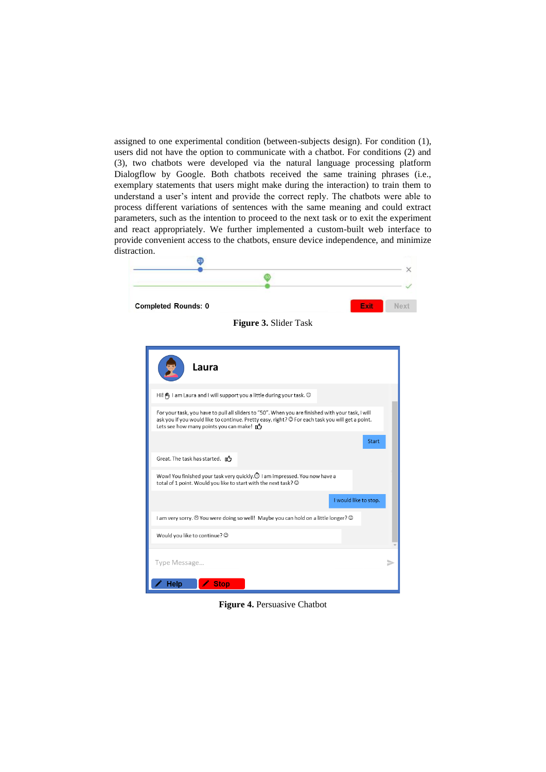assigned to one experimental condition (between-subjects design). For condition (1), users did not have the option to communicate with a chatbot. For conditions (2) and (3), two chatbots were developed via the natural language processing platform Dialogflow by Google. Both chatbots received the same training phrases (i.e., exemplary statements that users might make during the interaction) to train them to understand a user's intent and provide the correct reply. The chatbots were able to process different variations of sentences with the same meaning and could extract parameters, such as the intention to proceed to the next task or to exit the experiment and react appropriately. We further implemented a custom-built web interface to provide convenient access to the chatbots, ensure device independence, and minimize distraction.

**Figure 3.** Slider Task

**Figure 4.** Persuasive Chatbot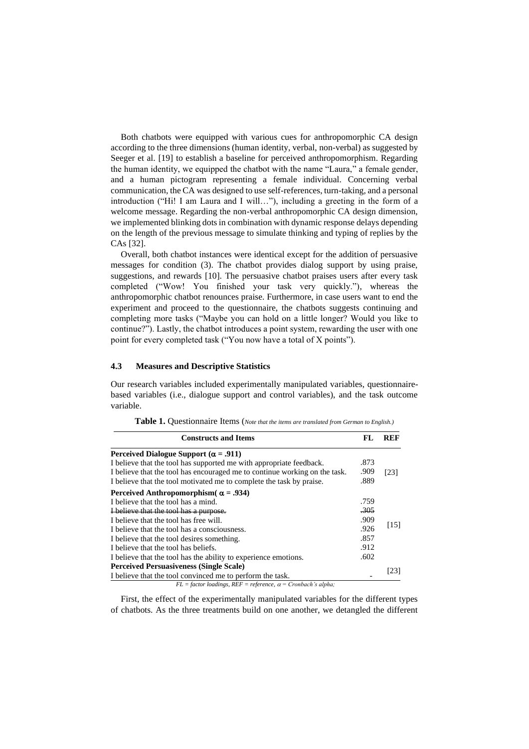Both chatbots were equipped with various cues for anthropomorphic CA design according to the three dimensions (human identity, verbal, non-verbal) as suggested by Seeger et al. [19] to establish a baseline for perceived anthropomorphism. Regarding the human identity, we equipped the chatbot with the name "Laura," a female gender, and a human pictogram representing a female individual. Concerning verbal communication, the CA was designed to use self-references, turn-taking, and a personal introduction ("Hi! I am Laura and I will…"), including a greeting in the form of a welcome message. Regarding the non-verbal anthropomorphic CA design dimension, we implemented blinking dots in combination with dynamic response delays depending on the length of the previous message to simulate thinking and typing of replies by the CAs [32].

Overall, both chatbot instances were identical except for the addition of persuasive messages for condition (3). The chatbot provides dialog support by using praise, suggestions, and rewards [10]. The persuasive chatbot praises users after every task completed ("Wow! You finished your task very quickly."), whereas the anthropomorphic chatbot renounces praise. Furthermore, in case users want to end the experiment and proceed to the questionnaire, the chatbots suggests continuing and completing more tasks ("Maybe you can hold on a little longer? Would you like to continue?"). Lastly, the chatbot introduces a point system, rewarding the user with one point for every completed task ("You now have a total of X points").

### 4.3 Measures and Descriptive Statistics

Our research variables included experimentally manipulated variables, questionnaire-based variables (i.e., dialogue support and control variables), and the task outcome variable.

**Table 1.** Questionnaire Items (*Note that the items are translated from German to English.*)

| Constructs and Items | FL | REF |
|---|---|---|
| **Perceived Dialogue Support ($\alpha$ = .911)** | | |
| I believe that the tool has supported me with appropriate feedback. | .873 | [23] |
| I believe that the tool has encouraged me to continue working on the task. | .909 | |
| I believe that the tool motivated me to complete the task by praise. | .889 | |
| **Perceived Anthropomorphism( $\alpha$ = .934)** | | |
| I believe that the tool has a mind. | .759 | [15] |
| ~~I believe that the tool has a purpose.~~ | ~~.305~~ | |
| I believe that the tool has free will. | .909 | |
| I believe that the tool has a consciousness. | .926 | |
| I believe that the tool desires something. | .857 | |
| I believe that the tool has beliefs. | .912 | |
| I believe that the tool has the ability to experience emotions. | .602 | |
| **Perceived Persuasiveness (Single Scale)** | | [23] |
| I believe that the tool convinced me to perform the task. | - | |

*FL = factor loadings, REF = reference, $\alpha$ = Cronbach's alpha;*

First, the effect of the experimentally manipulated variables for the different types of chatbots. As the three treatments build on one another, we detangled the different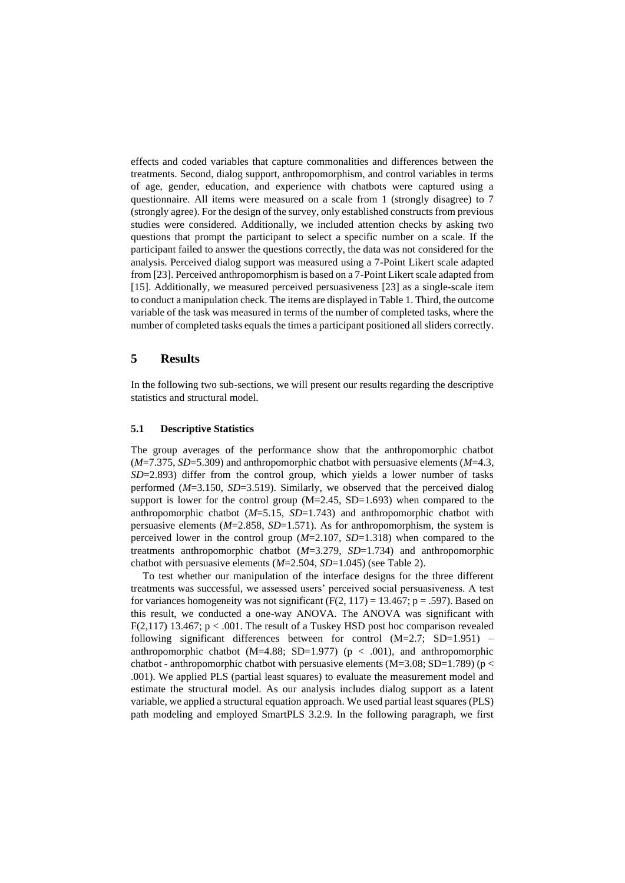effects and coded variables that capture commonalities and differences between the treatments. Second, dialog support, anthropomorphism, and control variables in terms of age, gender, education, and experience with chatbots were captured using a questionnaire. All items were measured on a scale from 1 (strongly disagree) to 7 (strongly agree). For the design of the survey, only established constructs from previous studies were considered. Additionally, we included attention checks by asking two questions that prompt the participant to select a specific number on a scale. If the participant failed to answer the questions correctly, the data was not considered for the analysis. Perceived dialog support was measured using a 7-Point Likert scale adapted from [23]. Perceived anthropomorphism is based on a 7-Point Likert scale adapted from [15]. Additionally, we measured perceived persuasiveness [23] as a single-scale item to conduct a manipulation check. The items are displayed in Table 1. Third, the outcome variable of the task was measured in terms of the number of completed tasks, where the number of completed tasks equals the times a participant positioned all sliders correctly.

## 5 Results

In the following two sub-sections, we will present our results regarding the descriptive statistics and structural model.

### 5.1 Descriptive Statistics

The group averages of the performance show that the anthropomorphic chatbot ($M$=7.375, $SD$=5.309) and anthropomorphic chatbot with persuasive elements ($M$=4.3, $SD$=2.893) differ from the control group, which yields a lower number of tasks performed ($M$=3.150, $SD$=3.519). Similarly, we observed that the perceived dialog support is lower for the control group (M=2.45, SD=1.693) when compared to the anthropomorphic chatbot ($M$=5.15, $SD$=1.743) and anthropomorphic chatbot with persuasive elements ($M$=2.858, $SD$=1.571). As for anthropomorphism, the system is perceived lower in the control group ($M$=2.107, $SD$=1.318) when compared to the treatments anthropomorphic chatbot ($M$=3.279, $SD$=1.734) and anthropomorphic chatbot with persuasive elements ($M$=2.504, $SD$=1.045) (see Table 2).

To test whether our manipulation of the interface designs for the three different treatments was successful, we assessed users' perceived social persuasiveness. A test for variances homogeneity was not significant ($F(2, 117) = 13.467$; $p = .597$). Based on this result, we conducted a one-way ANOVA. The ANOVA was significant with $F(2,117)$ 13.467; $p < .001$. The result of a Tuskey HSD post hoc comparison revealed following significant differences between for control (M=2.7; SD=1.951) – anthropomorphic chatbot (M=4.88; SD=1.977) ($p < .001$), and anthropomorphic chatbot - anthropomorphic chatbot with persuasive elements (M=3.08; SD=1.789) ($p < .001$). We applied PLS (partial least squares) to evaluate the measurement model and estimate the structural model. As our analysis includes dialog support as a latent variable, we applied a structural equation approach. We used partial least squares (PLS) path modeling and employed SmartPLS 3.2.9. In the following paragraph, we first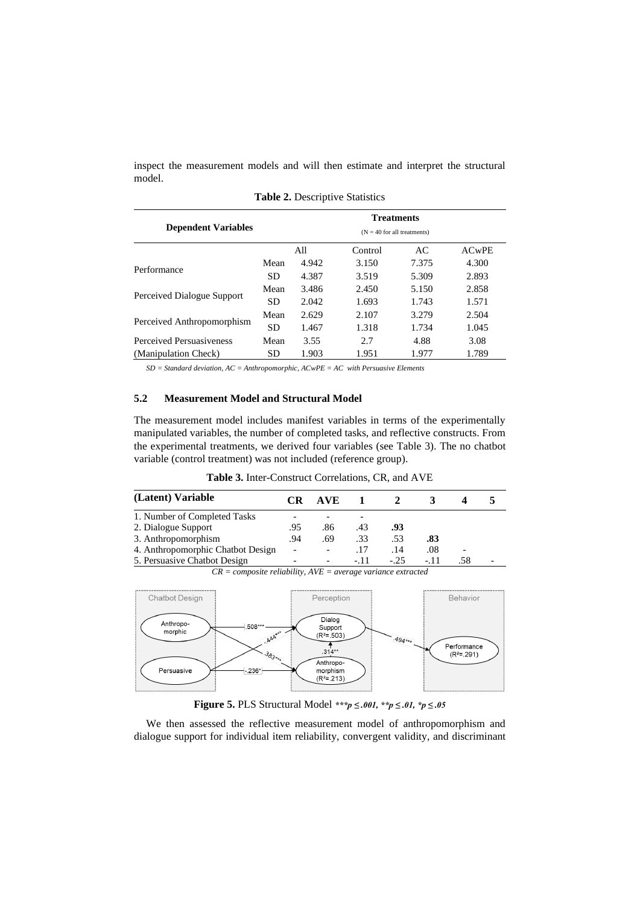inspect the measurement models and will then estimate and interpret the structural model.

**Table 2.** Descriptive Statistics

| Dependent Variables | | Treatments (N = 40 for all treatments) | | | |
|---|---|---|---|---|---|
| | | All | Control | AC | ACwPE |
| Performance | Mean | 4.942 | 3.150 | 7.375 | 4.300 |
| | SD | 4.387 | 3.519 | 5.309 | 2.893 |
| Perceived Dialogue Support | Mean | 3.486 | 2.450 | 5.150 | 2.858 |
| | SD | 2.042 | 1.693 | 1.743 | 1.571 |
| Perceived Anthropomorphism | Mean | 2.629 | 2.107 | 3.279 | 2.504 |
| | SD | 1.467 | 1.318 | 1.734 | 1.045 |
| Perceived Persuasiveness | Mean | 3.55 | 2.7 | 4.88 | 3.08 |
| (Manipulation Check) | SD | 1.903 | 1.951 | 1.977 | 1.789 |

*SD = Standard deviation, AC = Anthropomorphic, ACwPE = AC with Persuasive Elements*

### 5.2 Measurement Model and Structural Model

The measurement model includes manifest variables in terms of the experimentally manipulated variables, the number of completed tasks, and reflective constructs. From the experimental treatments, we derived four variables (see Table 3). The no chatbot variable (control treatment) was not included (reference group).

**Table 3.** Inter-Construct Correlations, CR, and AVE

| (Latent) Variable | CR | AVE | 1 | 2 | 3 | 4 | 5 |
|---|---|---|---|---|---|---|---|
| 1. Number of Completed Tasks | - | - | - | | | | |
| 2. Dialogue Support | .95 | .86 | .43 | **.93** | | | |
| 3. Anthropomorphism | .94 | .69 | .33 | .53 | **.83** | | |
| 4. Anthropomorphic Chatbot Design | - | - | .17 | .14 | .08 | - | |
| 5. Persuasive Chatbot Design | - | - | -.11 | -.25 | -.11 | .58 | - |

*CR = composite reliability, AVE = average variance extracted*

**Figure 5.** PLS Structural Model *\*\*\*p ≤ .001, \*\*p ≤ .01, \*p ≤ .05*

We then assessed the reflective measurement model of anthropomorphism and dialogue support for individual item reliability, convergent validity, and discriminant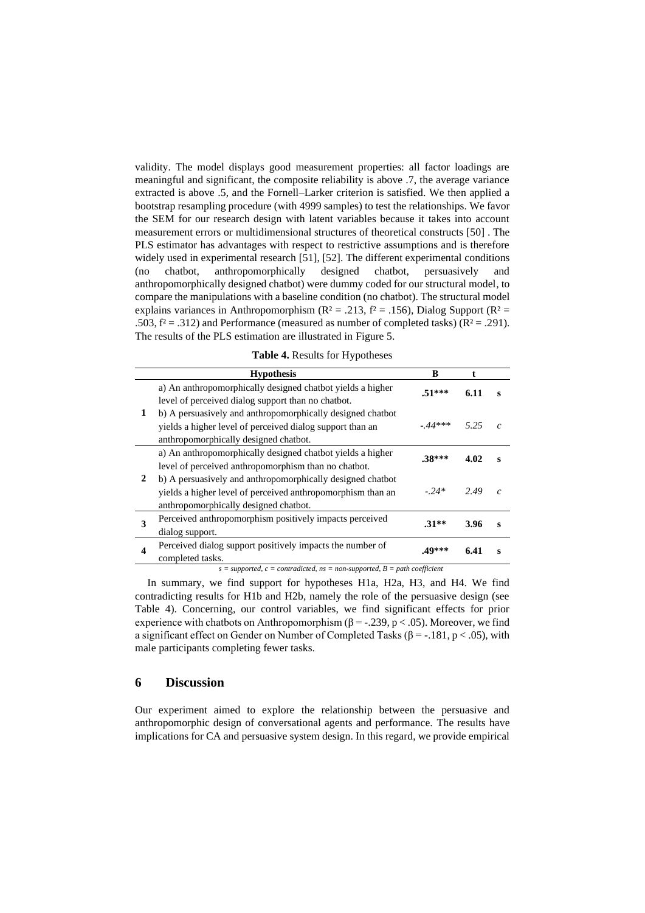validity. The model displays good measurement properties: all factor loadings are meaningful and significant, the composite reliability is above .7, the average variance extracted is above .5, and the Fornell–Larker criterion is satisfied. We then applied a bootstrap resampling procedure (with 4999 samples) to test the relationships. We favor the SEM for our research design with latent variables because it takes into account measurement errors or multidimensional structures of theoretical constructs [50] . The PLS estimator has advantages with respect to restrictive assumptions and is therefore widely used in experimental research [51], [52]. The different experimental conditions (no chatbot, anthropomorphically designed chatbot, persuasively and anthropomorphically designed chatbot) were dummy coded for our structural model, to compare the manipulations with a baseline condition (no chatbot). The structural model explains variances in Anthropomorphism ($R^2 = .213$, $f^2 = .156$), Dialog Support ($R^2 = .503$, $f^2 = .312$) and Performance (measured as number of completed tasks) ($R^2 = .291$). The results of the PLS estimation are illustrated in Figure 5.

**Table 4.** Results for Hypotheses

| | Hypothesis | B | t | |
|---|---|---|---|---|
| 1 | a) An anthropomorphically designed chatbot yields a higher level of perceived dialog support than no chatbot. | **.51*** ** | **6.11** | **s** |
| | b) A persuasively and anthropomorphically designed chatbot yields a higher level of perceived dialog support than an anthropomorphically designed chatbot. | *-.44**** | *5.25* | *c* |
| 2 | a) An anthropomorphically designed chatbot yields a higher level of perceived anthropomorphism than no chatbot. | **.38*** ** | **4.02** | **s** |
| | b) A persuasively and anthropomorphically designed chatbot yields a higher level of perceived anthropomorphism than an anthropomorphically designed chatbot. | *-.24** | *2.49* | *c* |
| 3 | Perceived anthropomorphism positively impacts perceived dialog support. | **.31** ** | **3.96** | **s** |
| 4 | Perceived dialog support positively impacts the number of completed tasks. | **.49*** ** | **6.41** | **s** |

*s = supported, c = contradicted, ns = non-supported, B = path coefficient*

In summary, we find support for hypotheses H1a, H2a, H3, and H4. We find contradicting results for H1b and H2b, namely the role of the persuasive design (see Table 4). Concerning, our control variables, we find significant effects for prior experience with chatbots on Anthropomorphism ($\beta = -.239$, $p < .05$). Moreover, we find a significant effect on Gender on Number of Completed Tasks ($\beta = -.181$, $p < .05$), with male participants completing fewer tasks.

## 6 Discussion

Our experiment aimed to explore the relationship between the persuasive and anthropomorphic design of conversational agents and performance. The results have implications for CA and persuasive system design. In this regard, we provide empirical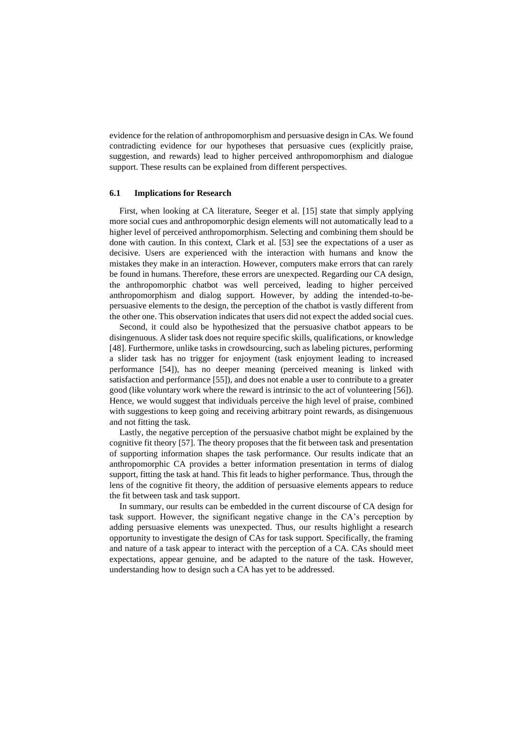evidence for the relation of anthropomorphism and persuasive design in CAs. We found contradicting evidence for our hypotheses that persuasive cues (explicitly praise, suggestion, and rewards) lead to higher perceived anthropomorphism and dialogue support. These results can be explained from different perspectives.

### 6.1 Implications for Research

First, when looking at CA literature, Seeger et al. [15] state that simply applying more social cues and anthropomorphic design elements will not automatically lead to a higher level of perceived anthropomorphism. Selecting and combining them should be done with caution. In this context, Clark et al. [53] see the expectations of a user as decisive. Users are experienced with the interaction with humans and know the mistakes they make in an interaction. However, computers make errors that can rarely be found in humans. Therefore, these errors are unexpected. Regarding our CA design, the anthropomorphic chatbot was well perceived, leading to higher perceived anthropomorphism and dialog support. However, by adding the intended-to-be-persuasive elements to the design, the perception of the chatbot is vastly different from the other one. This observation indicates that users did not expect the added social cues.

Second, it could also be hypothesized that the persuasive chatbot appears to be disingenuous. A slider task does not require specific skills, qualifications, or knowledge [48]. Furthermore, unlike tasks in crowdsourcing, such as labeling pictures, performing a slider task has no trigger for enjoyment (task enjoyment leading to increased performance [54]), has no deeper meaning (perceived meaning is linked with satisfaction and performance [55]), and does not enable a user to contribute to a greater good (like voluntary work where the reward is intrinsic to the act of volunteering [56]). Hence, we would suggest that individuals perceive the high level of praise, combined with suggestions to keep going and receiving arbitrary point rewards, as disingenuous and not fitting the task.

Lastly, the negative perception of the persuasive chatbot might be explained by the cognitive fit theory [57]. The theory proposes that the fit between task and presentation of supporting information shapes the task performance. Our results indicate that an anthropomorphic CA provides a better information presentation in terms of dialog support, fitting the task at hand. This fit leads to higher performance. Thus, through the lens of the cognitive fit theory, the addition of persuasive elements appears to reduce the fit between task and task support.

In summary, our results can be embedded in the current discourse of CA design for task support. However, the significant negative change in the CA's perception by adding persuasive elements was unexpected. Thus, our results highlight a research opportunity to investigate the design of CAs for task support. Specifically, the framing and nature of a task appear to interact with the perception of a CA. CAs should meet expectations, appear genuine, and be adapted to the nature of the task. However, understanding how to design such a CA has yet to be addressed.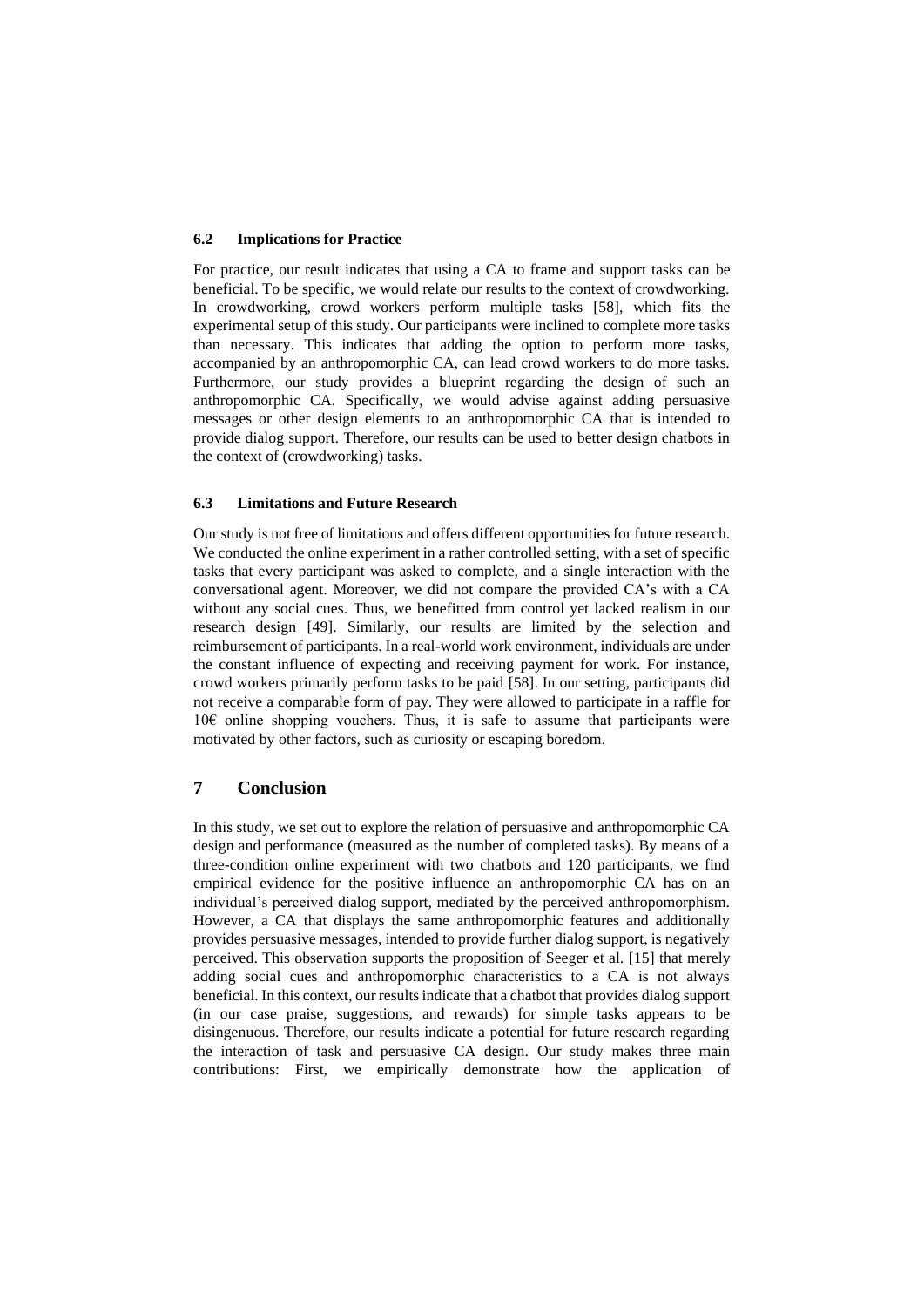### 6.2 Implications for Practice

For practice, our result indicates that using a CA to frame and support tasks can be beneficial. To be specific, we would relate our results to the context of crowdworking. In crowdworking, crowd workers perform multiple tasks [58], which fits the experimental setup of this study. Our participants were inclined to complete more tasks than necessary. This indicates that adding the option to perform more tasks, accompanied by an anthropomorphic CA, can lead crowd workers to do more tasks. Furthermore, our study provides a blueprint regarding the design of such an anthropomorphic CA. Specifically, we would advise against adding persuasive messages or other design elements to an anthropomorphic CA that is intended to provide dialog support. Therefore, our results can be used to better design chatbots in the context of (crowdworking) tasks.

### 6.3 Limitations and Future Research

Our study is not free of limitations and offers different opportunities for future research. We conducted the online experiment in a rather controlled setting, with a set of specific tasks that every participant was asked to complete, and a single interaction with the conversational agent. Moreover, we did not compare the provided CA's with a CA without any social cues. Thus, we benefitted from control yet lacked realism in our research design [49]. Similarly, our results are limited by the selection and reimbursement of participants. In a real-world work environment, individuals are under the constant influence of expecting and receiving payment for work. For instance, crowd workers primarily perform tasks to be paid [58]. In our setting, participants did not receive a comparable form of pay. They were allowed to participate in a raffle for 10€ online shopping vouchers. Thus, it is safe to assume that participants were motivated by other factors, such as curiosity or escaping boredom.

## 7 Conclusion

In this study, we set out to explore the relation of persuasive and anthropomorphic CA design and performance (measured as the number of completed tasks). By means of a three-condition online experiment with two chatbots and 120 participants, we find empirical evidence for the positive influence an anthropomorphic CA has on an individual's perceived dialog support, mediated by the perceived anthropomorphism. However, a CA that displays the same anthropomorphic features and additionally provides persuasive messages, intended to provide further dialog support, is negatively perceived. This observation supports the proposition of Seeger et al. [15] that merely adding social cues and anthropomorphic characteristics to a CA is not always beneficial. In this context, our results indicate that a chatbot that provides dialog support (in our case praise, suggestions, and rewards) for simple tasks appears to be disingenuous. Therefore, our results indicate a potential for future research regarding the interaction of task and persuasive CA design. Our study makes three main contributions: First, we empirically demonstrate how the application of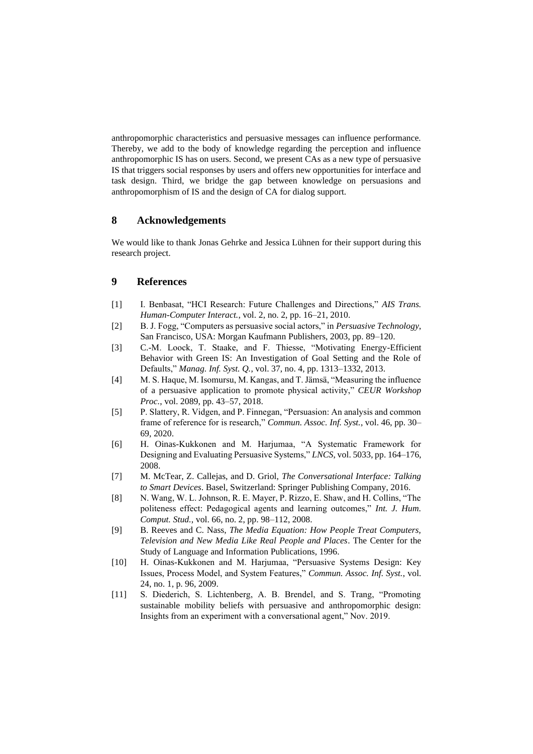anthropomorphic characteristics and persuasive messages can influence performance. Thereby, we add to the body of knowledge regarding the perception and influence anthropomorphic IS has on users. Second, we present CAs as a new type of persuasive IS that triggers social responses by users and offers new opportunities for interface and task design. Third, we bridge the gap between knowledge on persuasions and anthropomorphism of IS and the design of CA for dialog support.

## 8 Acknowledgements

We would like to thank Jonas Gehrke and Jessica Lühnen for their support during this research project.

## 9 References

[1] I. Benbasat, "HCI Research: Future Challenges and Directions," *AIS Trans. Human-Computer Interact.*, vol. 2, no. 2, pp. 16–21, 2010.

[2] B. J. Fogg, "Computers as persuasive social actors," in *Persuasive Technology*, San Francisco, USA: Morgan Kaufmann Publishers, 2003, pp. 89–120.

[3] C.-M. Loock, T. Staake, and F. Thiesse, "Motivating Energy-Efficient Behavior with Green IS: An Investigation of Goal Setting and the Role of Defaults," *Manag. Inf. Syst. Q.*, vol. 37, no. 4, pp. 1313–1332, 2013.

[4] M. S. Haque, M. Isomursu, M. Kangas, and T. Jämsä, "Measuring the influence of a persuasive application to promote physical activity," *CEUR Workshop Proc.*, vol. 2089, pp. 43–57, 2018.

[5] P. Slattery, R. Vidgen, and P. Finnegan, "Persuasion: An analysis and common frame of reference for is research," *Commun. Assoc. Inf. Syst.*, vol. 46, pp. 30–69, 2020.

[6] H. Oinas-Kukkonen and M. Harjumaa, "A Systematic Framework for Designing and Evaluating Persuasive Systems," *LNCS*, vol. 5033, pp. 164–176, 2008.

[7] M. McTear, Z. Callejas, and D. Griol, *The Conversational Interface: Talking to Smart Devices*. Basel, Switzerland: Springer Publishing Company, 2016.

[8] N. Wang, W. L. Johnson, R. E. Mayer, P. Rizzo, E. Shaw, and H. Collins, "The politeness effect: Pedagogical agents and learning outcomes," *Int. J. Hum. Comput. Stud.*, vol. 66, no. 2, pp. 98–112, 2008.

[9] B. Reeves and C. Nass, *The Media Equation: How People Treat Computers, Television and New Media Like Real People and Places*. The Center for the Study of Language and Information Publications, 1996.

[10] H. Oinas-Kukkonen and M. Harjumaa, "Persuasive Systems Design: Key Issues, Process Model, and System Features," *Commun. Assoc. Inf. Syst.*, vol. 24, no. 1, p. 96, 2009.

[11] S. Diederich, S. Lichtenberg, A. B. Brendel, and S. Trang, "Promoting sustainable mobility beliefs with persuasive and anthropomorphic design: Insights from an experiment with a conversational agent," Nov. 2019.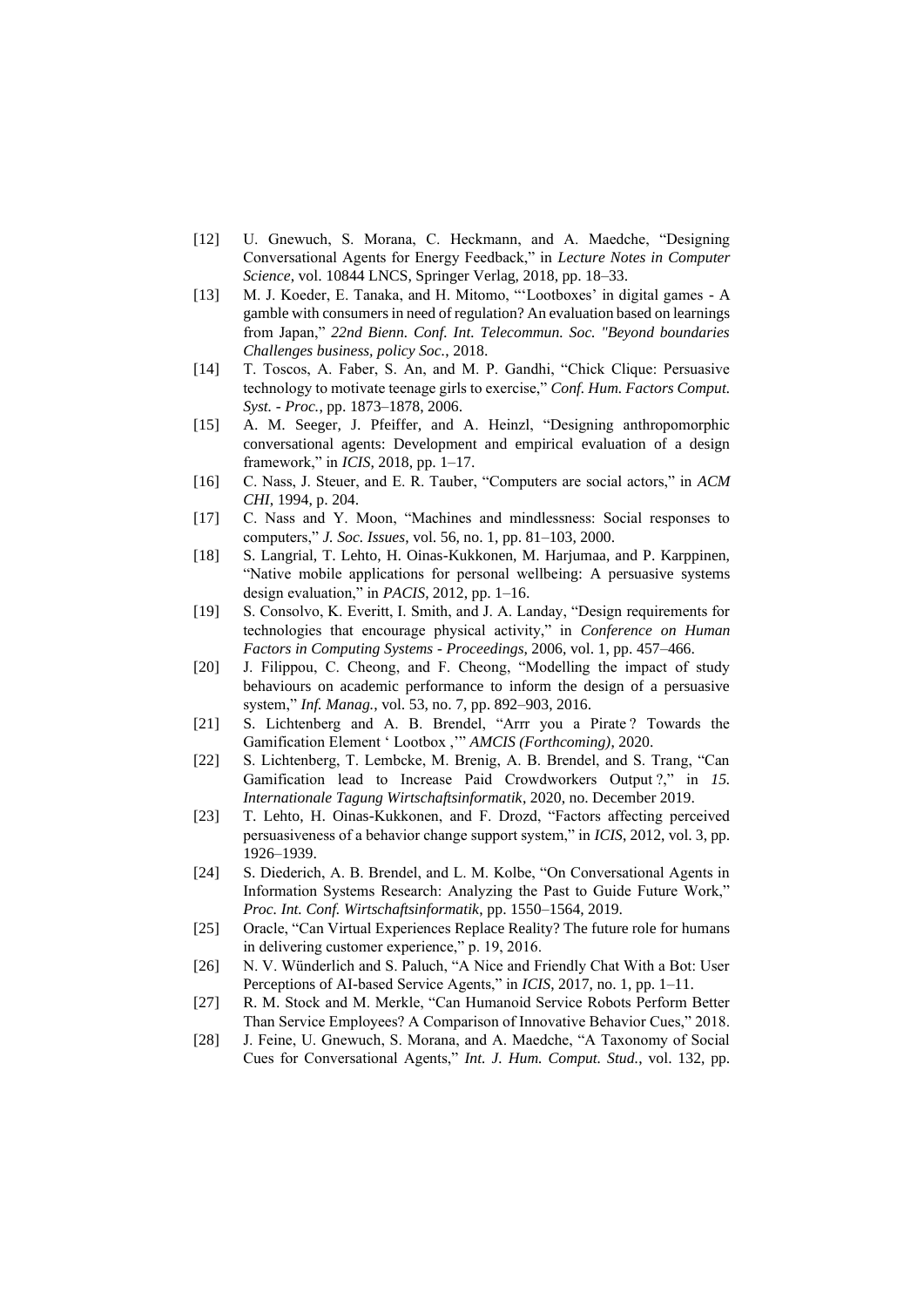[12] U. Gnewuch, S. Morana, C. Heckmann, and A. Maedche, "Designing Conversational Agents for Energy Feedback," in *Lecture Notes in Computer Science*, vol. 10844 LNCS, Springer Verlag, 2018, pp. 18–33.

[13] M. J. Koeder, E. Tanaka, and H. Mitomo, "'Lootboxes' in digital games - A gamble with consumers in need of regulation? An evaluation based on learnings from Japan," *22nd Bienn. Conf. Int. Telecommun. Soc. "Beyond boundaries Challenges business, policy Soc.*, 2018.

[14] T. Toscos, A. Faber, S. An, and M. P. Gandhi, "Chick Clique: Persuasive technology to motivate teenage girls to exercise," *Conf. Hum. Factors Comput. Syst. - Proc.*, pp. 1873–1878, 2006.

[15] A. M. Seeger, J. Pfeiffer, and A. Heinzl, "Designing anthropomorphic conversational agents: Development and empirical evaluation of a design framework," in *ICIS*, 2018, pp. 1–17.

[16] C. Nass, J. Steuer, and E. R. Tauber, "Computers are social actors," in *ACM CHI*, 1994, p. 204.

[17] C. Nass and Y. Moon, "Machines and mindlessness: Social responses to computers," *J. Soc. Issues*, vol. 56, no. 1, pp. 81–103, 2000.

[18] S. Langrial, T. Lehto, H. Oinas-Kukkonen, M. Harjumaa, and P. Karppinen, "Native mobile applications for personal wellbeing: A persuasive systems design evaluation," in *PACIS*, 2012, pp. 1–16.

[19] S. Consolvo, K. Everitt, I. Smith, and J. A. Landay, "Design requirements for technologies that encourage physical activity," in *Conference on Human Factors in Computing Systems - Proceedings*, 2006, vol. 1, pp. 457–466.

[20] J. Filippou, C. Cheong, and F. Cheong, "Modelling the impact of study behaviours on academic performance to inform the design of a persuasive system," *Inf. Manag.*, vol. 53, no. 7, pp. 892–903, 2016.

[21] S. Lichtenberg and A. B. Brendel, "Arrr you a Pirate ? Towards the Gamification Element ' Lootbox ,'" *AMCIS (Forthcoming)*, 2020.

[22] S. Lichtenberg, T. Lembcke, M. Brenig, A. B. Brendel, and S. Trang, "Can Gamification lead to Increase Paid Crowdworkers Output ?," in *15. Internationale Tagung Wirtschaftsinformatik*, 2020, no. December 2019.

[23] T. Lehto, H. Oinas-Kukkonen, and F. Drozd, "Factors affecting perceived persuasiveness of a behavior change support system," in *ICIS*, 2012, vol. 3, pp. 1926–1939.

[24] S. Diederich, A. B. Brendel, and L. M. Kolbe, "On Conversational Agents in Information Systems Research: Analyzing the Past to Guide Future Work," *Proc. Int. Conf. Wirtschaftsinformatik*, pp. 1550–1564, 2019.

[25] Oracle, "Can Virtual Experiences Replace Reality? The future role for humans in delivering customer experience," p. 19, 2016.

[26] N. V. Wünderlich and S. Paluch, "A Nice and Friendly Chat With a Bot: User Perceptions of AI-based Service Agents," in *ICIS*, 2017, no. 1, pp. 1–11.

[27] R. M. Stock and M. Merkle, "Can Humanoid Service Robots Perform Better Than Service Employees? A Comparison of Innovative Behavior Cues," 2018.

[28] J. Feine, U. Gnewuch, S. Morana, and A. Maedche, "A Taxonomy of Social Cues for Conversational Agents," *Int. J. Hum. Comput. Stud.*, vol. 132, pp.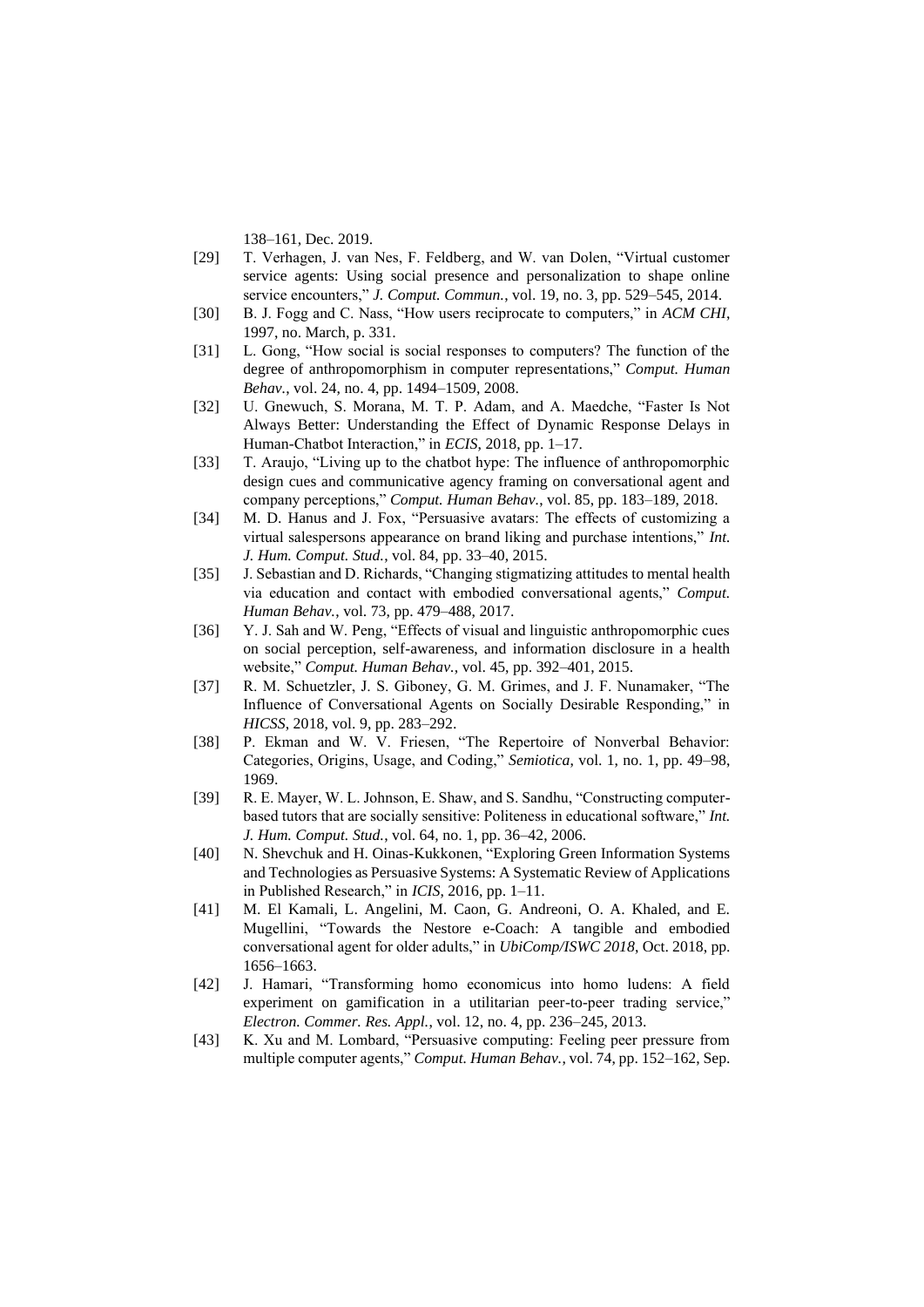138–161, Dec. 2019.

[29] T. Verhagen, J. van Nes, F. Feldberg, and W. van Dolen, "Virtual customer service agents: Using social presence and personalization to shape online service encounters," *J. Comput. Commun.*, vol. 19, no. 3, pp. 529–545, 2014.

[30] B. J. Fogg and C. Nass, "How users reciprocate to computers," in *ACM CHI*, 1997, no. March, p. 331.

[31] L. Gong, "How social is social responses to computers? The function of the degree of anthropomorphism in computer representations," *Comput. Human Behav.*, vol. 24, no. 4, pp. 1494–1509, 2008.

[32] U. Gnewuch, S. Morana, M. T. P. Adam, and A. Maedche, "Faster Is Not Always Better: Understanding the Effect of Dynamic Response Delays in Human-Chatbot Interaction," in *ECIS*, 2018, pp. 1–17.

[33] T. Araujo, "Living up to the chatbot hype: The influence of anthropomorphic design cues and communicative agency framing on conversational agent and company perceptions," *Comput. Human Behav.*, vol. 85, pp. 183–189, 2018.

[34] M. D. Hanus and J. Fox, "Persuasive avatars: The effects of customizing a virtual salespersons appearance on brand liking and purchase intentions," *Int. J. Hum. Comput. Stud.*, vol. 84, pp. 33–40, 2015.

[35] J. Sebastian and D. Richards, "Changing stigmatizing attitudes to mental health via education and contact with embodied conversational agents," *Comput. Human Behav.*, vol. 73, pp. 479–488, 2017.

[36] Y. J. Sah and W. Peng, "Effects of visual and linguistic anthropomorphic cues on social perception, self-awareness, and information disclosure in a health website," *Comput. Human Behav.*, vol. 45, pp. 392–401, 2015.

[37] R. M. Schuetzler, J. S. Giboney, G. M. Grimes, and J. F. Nunamaker, "The Influence of Conversational Agents on Socially Desirable Responding," in *HICSS*, 2018, vol. 9, pp. 283–292.

[38] P. Ekman and W. V. Friesen, "The Repertoire of Nonverbal Behavior: Categories, Origins, Usage, and Coding," *Semiotica*, vol. 1, no. 1, pp. 49–98, 1969.

[39] R. E. Mayer, W. L. Johnson, E. Shaw, and S. Sandhu, "Constructing computer-based tutors that are socially sensitive: Politeness in educational software," *Int. J. Hum. Comput. Stud.*, vol. 64, no. 1, pp. 36–42, 2006.

[40] N. Shevchuk and H. Oinas-Kukkonen, "Exploring Green Information Systems and Technologies as Persuasive Systems: A Systematic Review of Applications in Published Research," in *ICIS*, 2016, pp. 1–11.

[41] M. El Kamali, L. Angelini, M. Caon, G. Andreoni, O. A. Khaled, and E. Mugellini, "Towards the Nestore e-Coach: A tangible and embodied conversational agent for older adults," in *UbiComp/ISWC 2018*, Oct. 2018, pp. 1656–1663.

[42] J. Hamari, "Transforming homo economicus into homo ludens: A field experiment on gamification in a utilitarian peer-to-peer trading service," *Electron. Commer. Res. Appl.*, vol. 12, no. 4, pp. 236–245, 2013.

[43] K. Xu and M. Lombard, "Persuasive computing: Feeling peer pressure from multiple computer agents," *Comput. Human Behav.*, vol. 74, pp. 152–162, Sep.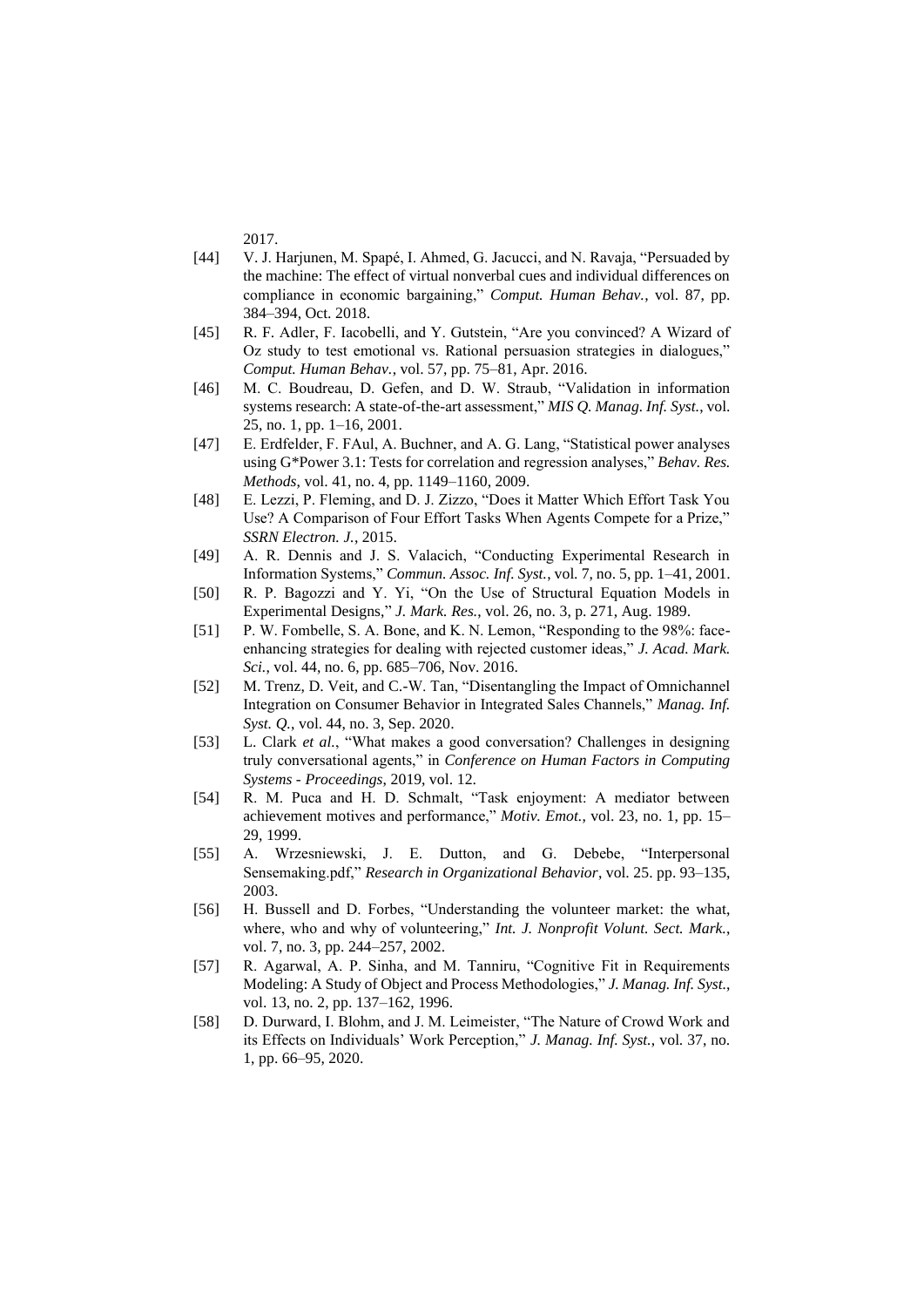2017.

[44] V. J. Harjunen, M. Spapé, I. Ahmed, G. Jacucci, and N. Ravaja, "Persuaded by the machine: The effect of virtual nonverbal cues and individual differences on compliance in economic bargaining," *Comput. Human Behav.*, vol. 87, pp. 384–394, Oct. 2018.

[45] R. F. Adler, F. Iacobelli, and Y. Gutstein, "Are you convinced? A Wizard of Oz study to test emotional vs. Rational persuasion strategies in dialogues," *Comput. Human Behav.*, vol. 57, pp. 75–81, Apr. 2016.

[46] M. C. Boudreau, D. Gefen, and D. W. Straub, "Validation in information systems research: A state-of-the-art assessment," *MIS Q. Manag. Inf. Syst.*, vol. 25, no. 1, pp. 1–16, 2001.

[47] E. Erdfelder, F. FAul, A. Buchner, and A. G. Lang, "Statistical power analyses using G*Power 3.1: Tests for correlation and regression analyses," *Behav. Res. Methods*, vol. 41, no. 4, pp. 1149–1160, 2009.

[48] E. Lezzi, P. Fleming, and D. J. Zizzo, "Does it Matter Which Effort Task You Use? A Comparison of Four Effort Tasks When Agents Compete for a Prize," *SSRN Electron. J.*, 2015.

[49] A. R. Dennis and J. S. Valacich, "Conducting Experimental Research in Information Systems," *Commun. Assoc. Inf. Syst.*, vol. 7, no. 5, pp. 1–41, 2001.

[50] R. P. Bagozzi and Y. Yi, "On the Use of Structural Equation Models in Experimental Designs," *J. Mark. Res.*, vol. 26, no. 3, p. 271, Aug. 1989.

[51] P. W. Fombelle, S. A. Bone, and K. N. Lemon, "Responding to the 98%: face-enhancing strategies for dealing with rejected customer ideas," *J. Acad. Mark. Sci.*, vol. 44, no. 6, pp. 685–706, Nov. 2016.

[52] M. Trenz, D. Veit, and C.-W. Tan, "Disentangling the Impact of Omnichannel Integration on Consumer Behavior in Integrated Sales Channels," *Manag. Inf. Syst. Q.*, vol. 44, no. 3, Sep. 2020.

[53] L. Clark *et al.*, "What makes a good conversation? Challenges in designing truly conversational agents," in *Conference on Human Factors in Computing Systems - Proceedings*, 2019, vol. 12.

[54] R. M. Puca and H. D. Schmalt, "Task enjoyment: A mediator between achievement motives and performance," *Motiv. Emot.*, vol. 23, no. 1, pp. 15–29, 1999.

[55] A. Wrzesniewski, J. E. Dutton, and G. Debebe, "Interpersonal Sensemaking.pdf," *Research in Organizational Behavior*, vol. 25. pp. 93–135, 2003.

[56] H. Bussell and D. Forbes, "Understanding the volunteer market: the what, where, who and why of volunteering," *Int. J. Nonprofit Volunt. Sect. Mark.*, vol. 7, no. 3, pp. 244–257, 2002.

[57] R. Agarwal, A. P. Sinha, and M. Tanniru, "Cognitive Fit in Requirements Modeling: A Study of Object and Process Methodologies," *J. Manag. Inf. Syst.*, vol. 13, no. 2, pp. 137–162, 1996.

[58] D. Durward, I. Blohm, and J. M. Leimeister, "The Nature of Crowd Work and its Effects on Individuals' Work Perception," *J. Manag. Inf. Syst.*, vol. 37, no. 1, pp. 66–95, 2020.